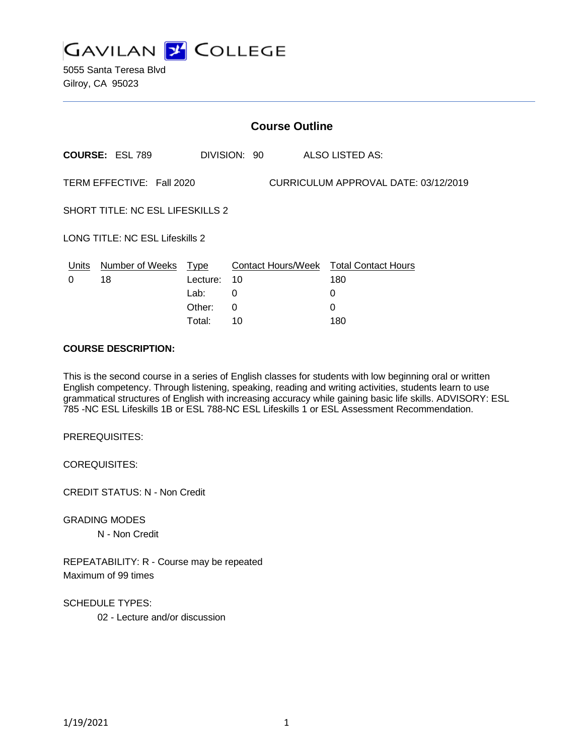# GAVILAN COLLEGE

5055 Santa Teresa Blvd
Gilroy, CA 95023

## Course Outline

**COURSE:** ESL 789 DIVISION: 90 ALSO LISTED AS:

TERM EFFECTIVE: Fall 2020 CURRICULUM APPROVAL DATE: 03/12/2019

SHORT TITLE: NC ESL LIFESKILLS 2

LONG TITLE: NC ESL Lifeskills 2

| Units | Number of Weeks | Type | Contact Hours/Week | Total Contact Hours |
|---|---|---|---|---|
| 0 | 18 | Lecture: | 10 | 180 |
| | | Lab: | 0 | 0 |
| | | Other: | 0 | 0 |
| | | Total: | 10 | 180 |

**COURSE DESCRIPTION:**

This is the second course in a series of English classes for students with low beginning oral or written English competency. Through listening, speaking, reading and writing activities, students learn to use grammatical structures of English with increasing accuracy while gaining basic life skills. ADVISORY: ESL 785 -NC ESL Lifeskills 1B or ESL 788-NC ESL Lifeskills 1 or ESL Assessment Recommendation.

PREREQUISITES:

COREQUISITES:

CREDIT STATUS: N - Non Credit

GRADING MODES

N - Non Credit

REPEATABILITY: R - Course may be repeated
Maximum of 99 times

SCHEDULE TYPES:

02 - Lecture and/or discussion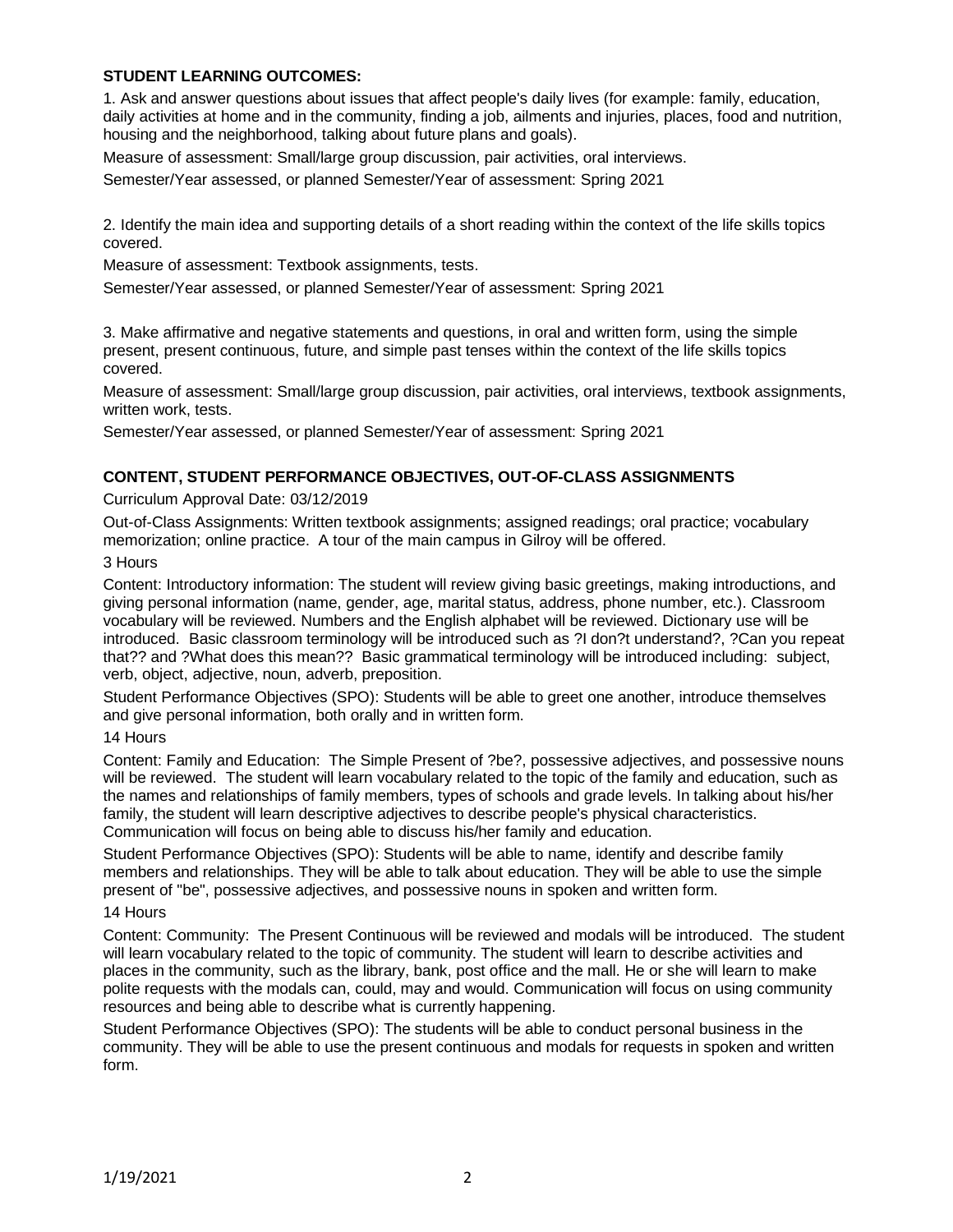**STUDENT LEARNING OUTCOMES:**

1. Ask and answer questions about issues that affect people's daily lives (for example: family, education, daily activities at home and in the community, finding a job, ailments and injuries, places, food and nutrition, housing and the neighborhood, talking about future plans and goals).

Measure of assessment: Small/large group discussion, pair activities, oral interviews.

Semester/Year assessed, or planned Semester/Year of assessment: Spring 2021

2. Identify the main idea and supporting details of a short reading within the context of the life skills topics covered.

Measure of assessment: Textbook assignments, tests.

Semester/Year assessed, or planned Semester/Year of assessment: Spring 2021

3. Make affirmative and negative statements and questions, in oral and written form, using the simple present, present continuous, future, and simple past tenses within the context of the life skills topics covered.

Measure of assessment: Small/large group discussion, pair activities, oral interviews, textbook assignments, written work, tests.

Semester/Year assessed, or planned Semester/Year of assessment: Spring 2021

**CONTENT, STUDENT PERFORMANCE OBJECTIVES, OUT-OF-CLASS ASSIGNMENTS**

Curriculum Approval Date: 03/12/2019

Out-of-Class Assignments: Written textbook assignments; assigned readings; oral practice; vocabulary memorization; online practice. A tour of the main campus in Gilroy will be offered.

3 Hours

Content: Introductory information: The student will review giving basic greetings, making introductions, and giving personal information (name, gender, age, marital status, address, phone number, etc.). Classroom vocabulary will be reviewed. Numbers and the English alphabet will be reviewed. Dictionary use will be introduced. Basic classroom terminology will be introduced such as ?I don?t understand?, ?Can you repeat that?? and ?What does this mean?? Basic grammatical terminology will be introduced including: subject, verb, object, adjective, noun, adverb, preposition.

Student Performance Objectives (SPO): Students will be able to greet one another, introduce themselves and give personal information, both orally and in written form.

14 Hours

Content: Family and Education: The Simple Present of ?be?, possessive adjectives, and possessive nouns will be reviewed. The student will learn vocabulary related to the topic of the family and education, such as the names and relationships of family members, types of schools and grade levels. In talking about his/her family, the student will learn descriptive adjectives to describe people's physical characteristics. Communication will focus on being able to discuss his/her family and education.

Student Performance Objectives (SPO): Students will be able to name, identify and describe family members and relationships. They will be able to talk about education. They will be able to use the simple present of "be", possessive adjectives, and possessive nouns in spoken and written form.

14 Hours

Content: Community: The Present Continuous will be reviewed and modals will be introduced. The student will learn vocabulary related to the topic of community. The student will learn to describe activities and places in the community, such as the library, bank, post office and the mall. He or she will learn to make polite requests with the modals can, could, may and would. Communication will focus on using community resources and being able to describe what is currently happening.

Student Performance Objectives (SPO): The students will be able to conduct personal business in the community. They will be able to use the present continuous and modals for requests in spoken and written form.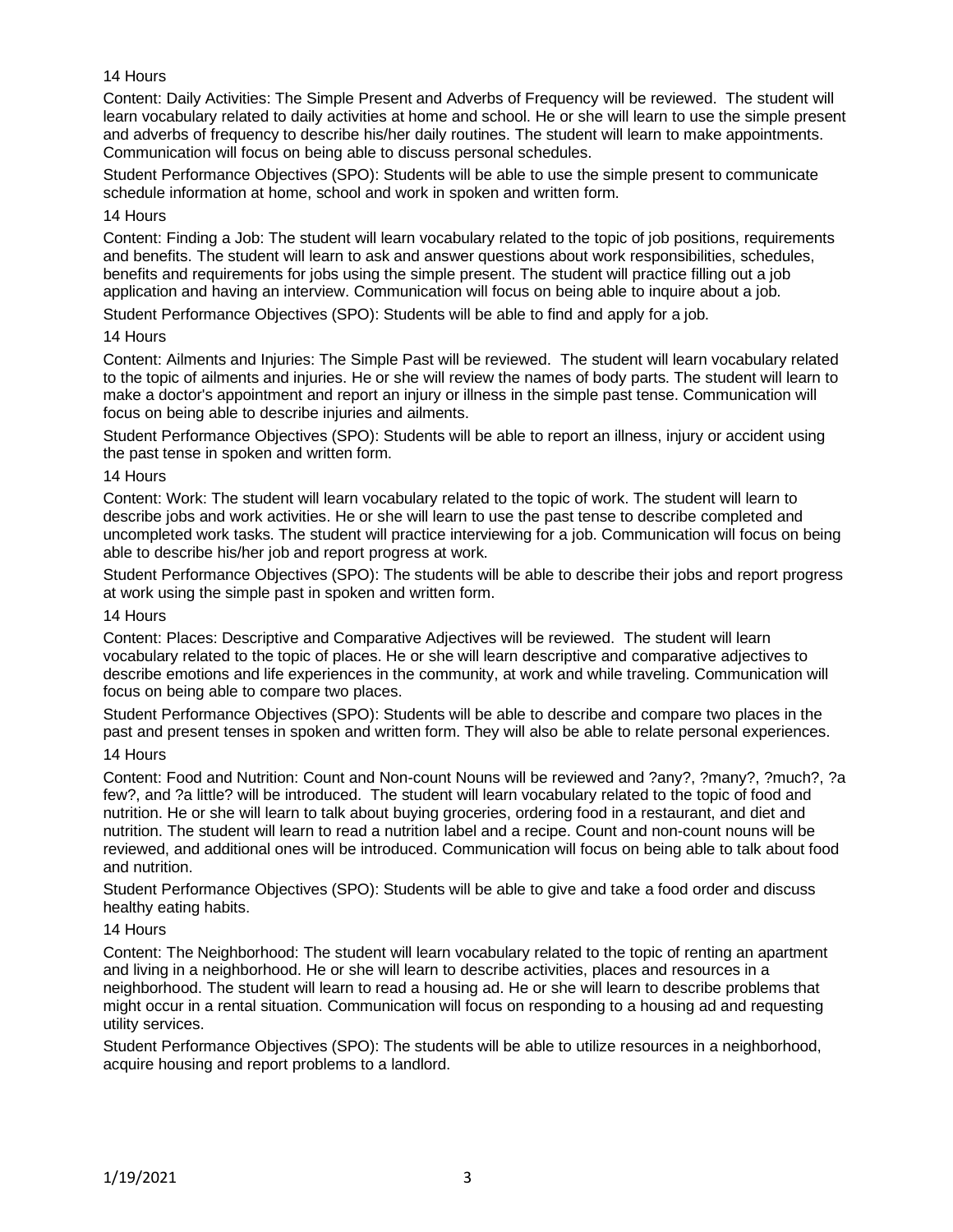14 Hours

Content: Daily Activities: The Simple Present and Adverbs of Frequency will be reviewed.  The student will learn vocabulary related to daily activities at home and school. He or she will learn to use the simple present and adverbs of frequency to describe his/her daily routines. The student will learn to make appointments. Communication will focus on being able to discuss personal schedules.

Student Performance Objectives (SPO): Students will be able to use the simple present to communicate schedule information at home, school and work in spoken and written form.

14 Hours

Content: Finding a Job: The student will learn vocabulary related to the topic of job positions, requirements and benefits. The student will learn to ask and answer questions about work responsibilities, schedules, benefits and requirements for jobs using the simple present. The student will practice filling out a job application and having an interview. Communication will focus on being able to inquire about a job.

Student Performance Objectives (SPO): Students will be able to find and apply for a job.

14 Hours

Content: Ailments and Injuries: The Simple Past will be reviewed.  The student will learn vocabulary related to the topic of ailments and injuries. He or she will review the names of body parts. The student will learn to make a doctor's appointment and report an injury or illness in the simple past tense. Communication will focus on being able to describe injuries and ailments.

Student Performance Objectives (SPO): Students will be able to report an illness, injury or accident using the past tense in spoken and written form.

14 Hours

Content: Work: The student will learn vocabulary related to the topic of work. The student will learn to describe jobs and work activities. He or she will learn to use the past tense to describe completed and uncompleted work tasks. The student will practice interviewing for a job. Communication will focus on being able to describe his/her job and report progress at work.

Student Performance Objectives (SPO): The students will be able to describe their jobs and report progress at work using the simple past in spoken and written form.

14 Hours

Content: Places: Descriptive and Comparative Adjectives will be reviewed.  The student will learn vocabulary related to the topic of places. He or she will learn descriptive and comparative adjectives to describe emotions and life experiences in the community, at work and while traveling. Communication will focus on being able to compare two places.

Student Performance Objectives (SPO): Students will be able to describe and compare two places in the past and present tenses in spoken and written form. They will also be able to relate personal experiences.

14 Hours

Content: Food and Nutrition: Count and Non-count Nouns will be reviewed and ?any?, ?many?, ?much?, ?a few?, and ?a little? will be introduced.  The student will learn vocabulary related to the topic of food and nutrition. He or she will learn to talk about buying groceries, ordering food in a restaurant, and diet and nutrition. The student will learn to read a nutrition label and a recipe. Count and non-count nouns will be reviewed, and additional ones will be introduced. Communication will focus on being able to talk about food and nutrition.

Student Performance Objectives (SPO): Students will be able to give and take a food order and discuss healthy eating habits.

14 Hours

Content: The Neighborhood: The student will learn vocabulary related to the topic of renting an apartment and living in a neighborhood. He or she will learn to describe activities, places and resources in a neighborhood. The student will learn to read a housing ad. He or she will learn to describe problems that might occur in a rental situation. Communication will focus on responding to a housing ad and requesting utility services.

Student Performance Objectives (SPO): The students will be able to utilize resources in a neighborhood, acquire housing and report problems to a landlord.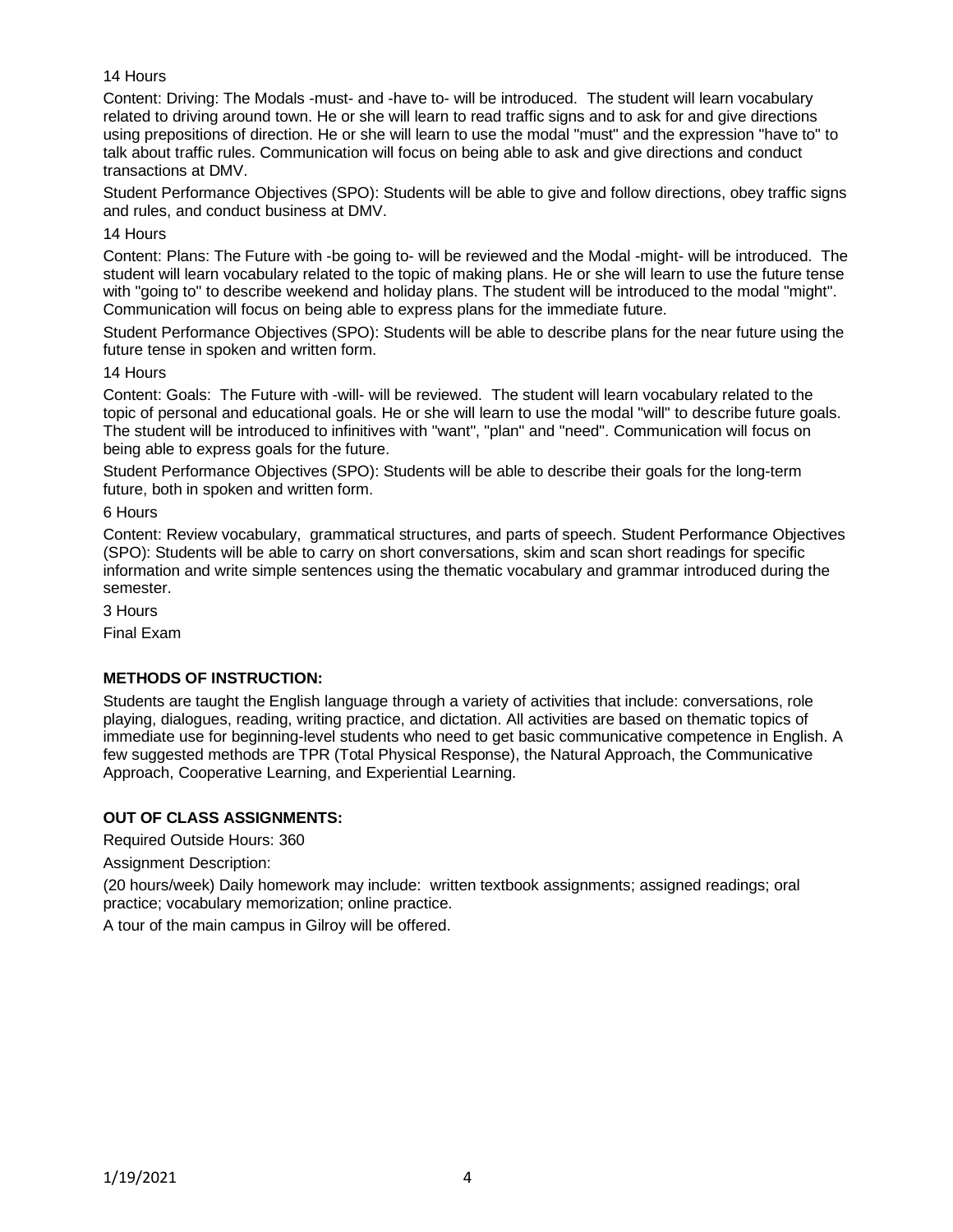14 Hours

Content: Driving: The Modals -must- and -have to- will be introduced. The student will learn vocabulary related to driving around town. He or she will learn to read traffic signs and to ask for and give directions using prepositions of direction. He or she will learn to use the modal "must" and the expression "have to" to talk about traffic rules. Communication will focus on being able to ask and give directions and conduct transactions at DMV.

Student Performance Objectives (SPO): Students will be able to give and follow directions, obey traffic signs and rules, and conduct business at DMV.

14 Hours

Content: Plans: The Future with -be going to- will be reviewed and the Modal -might- will be introduced. The student will learn vocabulary related to the topic of making plans. He or she will learn to use the future tense with "going to" to describe weekend and holiday plans. The student will be introduced to the modal "might". Communication will focus on being able to express plans for the immediate future.

Student Performance Objectives (SPO): Students will be able to describe plans for the near future using the future tense in spoken and written form.

14 Hours

Content: Goals: The Future with -will- will be reviewed. The student will learn vocabulary related to the topic of personal and educational goals. He or she will learn to use the modal "will" to describe future goals. The student will be introduced to infinitives with "want", "plan" and "need". Communication will focus on being able to express goals for the future.

Student Performance Objectives (SPO): Students will be able to describe their goals for the long-term future, both in spoken and written form.

6 Hours

Content: Review vocabulary, grammatical structures, and parts of speech. Student Performance Objectives (SPO): Students will be able to carry on short conversations, skim and scan short readings for specific information and write simple sentences using the thematic vocabulary and grammar introduced during the semester.

3 Hours

Final Exam

**METHODS OF INSTRUCTION:**

Students are taught the English language through a variety of activities that include: conversations, role playing, dialogues, reading, writing practice, and dictation. All activities are based on thematic topics of immediate use for beginning-level students who need to get basic communicative competence in English. A few suggested methods are TPR (Total Physical Response), the Natural Approach, the Communicative Approach, Cooperative Learning, and Experiential Learning.

**OUT OF CLASS ASSIGNMENTS:**

Required Outside Hours: 360

Assignment Description:

(20 hours/week) Daily homework may include: written textbook assignments; assigned readings; oral practice; vocabulary memorization; online practice.

A tour of the main campus in Gilroy will be offered.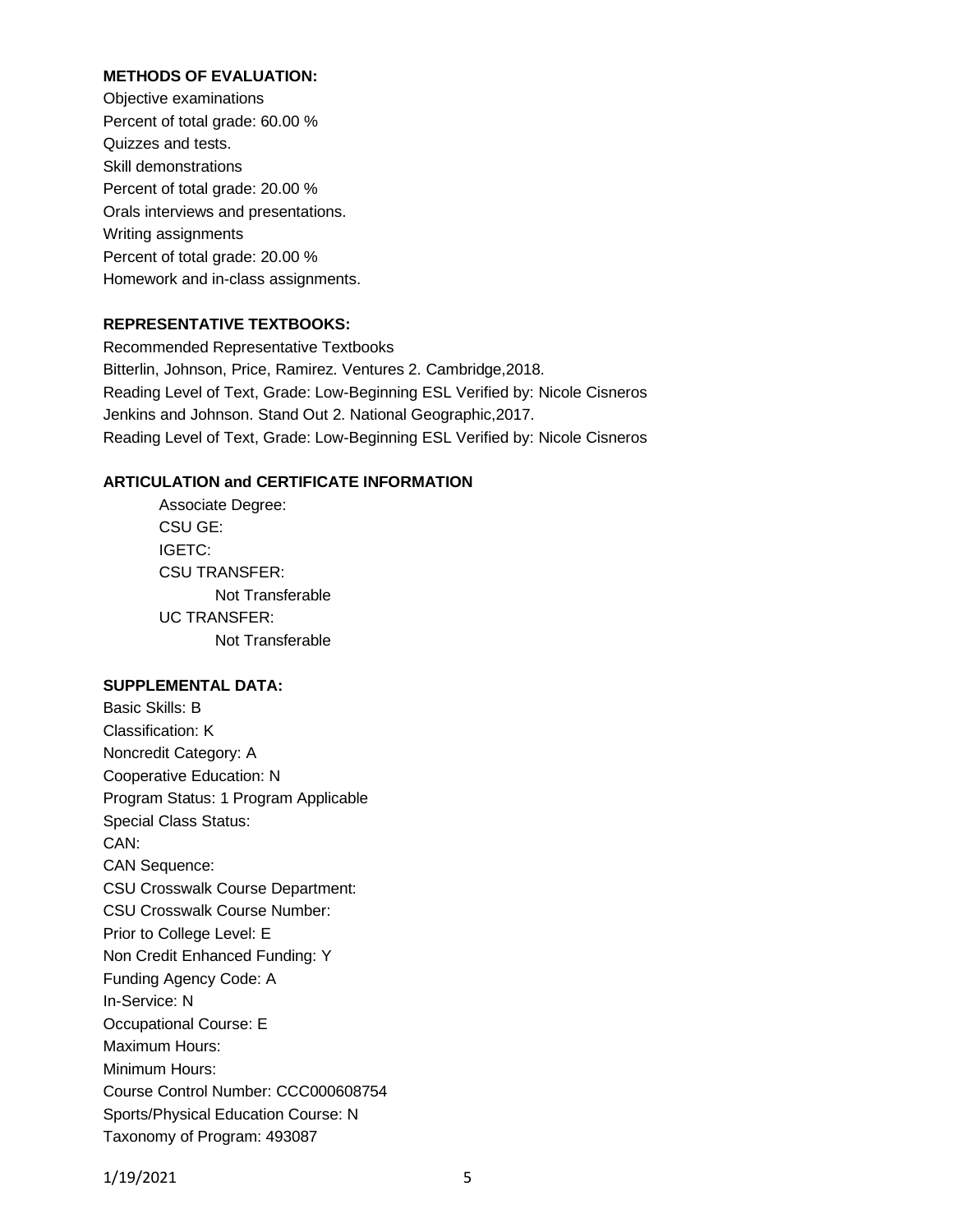**METHODS OF EVALUATION:**

Objective examinations
Percent of total grade: 60.00 %
Quizzes and tests.
Skill demonstrations
Percent of total grade: 20.00 %
Orals interviews and presentations.
Writing assignments
Percent of total grade: 20.00 %
Homework and in-class assignments.

**REPRESENTATIVE TEXTBOOKS:**

Recommended Representative Textbooks
Bitterlin, Johnson, Price, Ramirez. Ventures 2. Cambridge,2018.
Reading Level of Text, Grade: Low-Beginning ESL Verified by: Nicole Cisneros
Jenkins and Johnson. Stand Out 2. National Geographic,2017.
Reading Level of Text, Grade: Low-Beginning ESL Verified by: Nicole Cisneros

**ARTICULATION and CERTIFICATE INFORMATION**

Associate Degree:
CSU GE:
IGETC:
CSU TRANSFER:
Not Transferable
UC TRANSFER:
Not Transferable

**SUPPLEMENTAL DATA:**

Basic Skills: B
Classification: K
Noncredit Category: A
Cooperative Education: N
Program Status: 1 Program Applicable
Special Class Status:
CAN:
CAN Sequence:
CSU Crosswalk Course Department:
CSU Crosswalk Course Number:
Prior to College Level: E
Non Credit Enhanced Funding: Y
Funding Agency Code: A
In-Service: N
Occupational Course: E
Maximum Hours:
Minimum Hours:
Course Control Number: CCC000608754
Sports/Physical Education Course: N
Taxonomy of Program: 493087